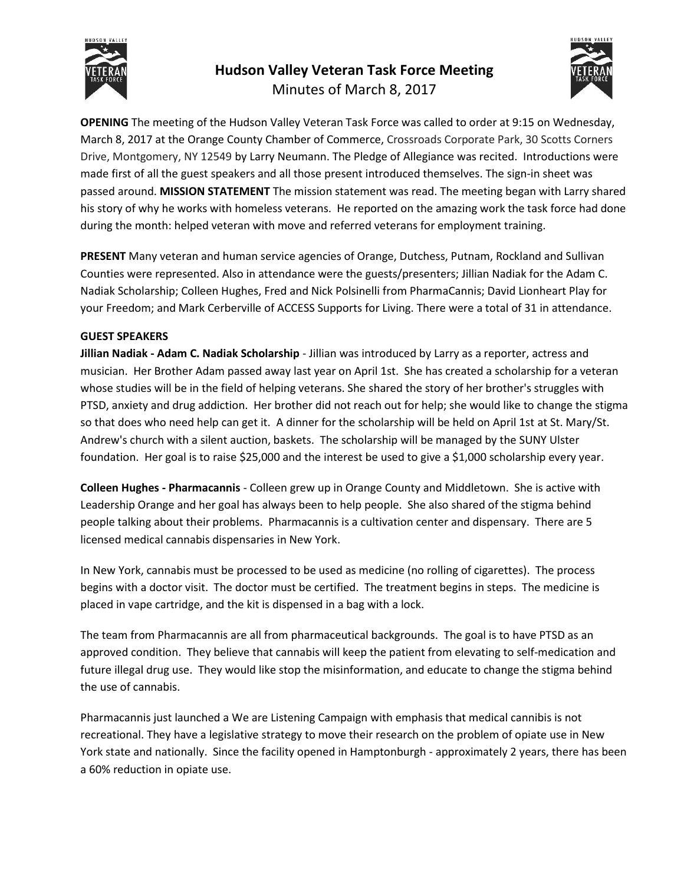# Hudson Valley Veteran Task Force Meeting

Minutes of March 8, 2017

**OPENING** The meeting of the Hudson Valley Veteran Task Force was called to order at 9:15 on Wednesday, March 8, 2017 at the Orange County Chamber of Commerce, Crossroads Corporate Park, 30 Scotts Corners Drive, Montgomery, NY 12549 by Larry Neumann. The Pledge of Allegiance was recited. Introductions were made first of all the guest speakers and all those present introduced themselves. The sign-in sheet was passed around. **MISSION STATEMENT** The mission statement was read. The meeting began with Larry shared his story of why he works with homeless veterans. He reported on the amazing work the task force had done during the month: helped veteran with move and referred veterans for employment training.

**PRESENT** Many veteran and human service agencies of Orange, Dutchess, Putnam, Rockland and Sullivan Counties were represented. Also in attendance were the guests/presenters; Jillian Nadiak for the Adam C. Nadiak Scholarship; Colleen Hughes, Fred and Nick Polsinelli from PharmaCannis; David Lionheart Play for your Freedom; and Mark Cerberville of ACCESS Supports for Living. There were a total of 31 in attendance.

**GUEST SPEAKERS**

**Jillian Nadiak - Adam C. Nadiak Scholarship** - Jillian was introduced by Larry as a reporter, actress and musician. Her Brother Adam passed away last year on April 1st. She has created a scholarship for a veteran whose studies will be in the field of helping veterans. She shared the story of her brother's struggles with PTSD, anxiety and drug addiction. Her brother did not reach out for help; she would like to change the stigma so that does who need help can get it. A dinner for the scholarship will be held on April 1st at St. Mary/St. Andrew's church with a silent auction, baskets. The scholarship will be managed by the SUNY Ulster foundation. Her goal is to raise $25,000 and the interest be used to give a $1,000 scholarship every year.

**Colleen Hughes - Pharmacannis** - Colleen grew up in Orange County and Middletown. She is active with Leadership Orange and her goal has always been to help people. She also shared of the stigma behind people talking about their problems. Pharmacannis is a cultivation center and dispensary. There are 5 licensed medical cannabis dispensaries in New York.

In New York, cannabis must be processed to be used as medicine (no rolling of cigarettes). The process begins with a doctor visit. The doctor must be certified. The treatment begins in steps. The medicine is placed in vape cartridge, and the kit is dispensed in a bag with a lock.

The team from Pharmacannis are all from pharmaceutical backgrounds. The goal is to have PTSD as an approved condition. They believe that cannabis will keep the patient from elevating to self-medication and future illegal drug use. They would like stop the misinformation, and educate to change the stigma behind the use of cannabis.

Pharmacannis just launched a We are Listening Campaign with emphasis that medical cannibis is not recreational. They have a legislative strategy to move their research on the problem of opiate use in New York state and nationally. Since the facility opened in Hamptonburgh - approximately 2 years, there has been a 60% reduction in opiate use.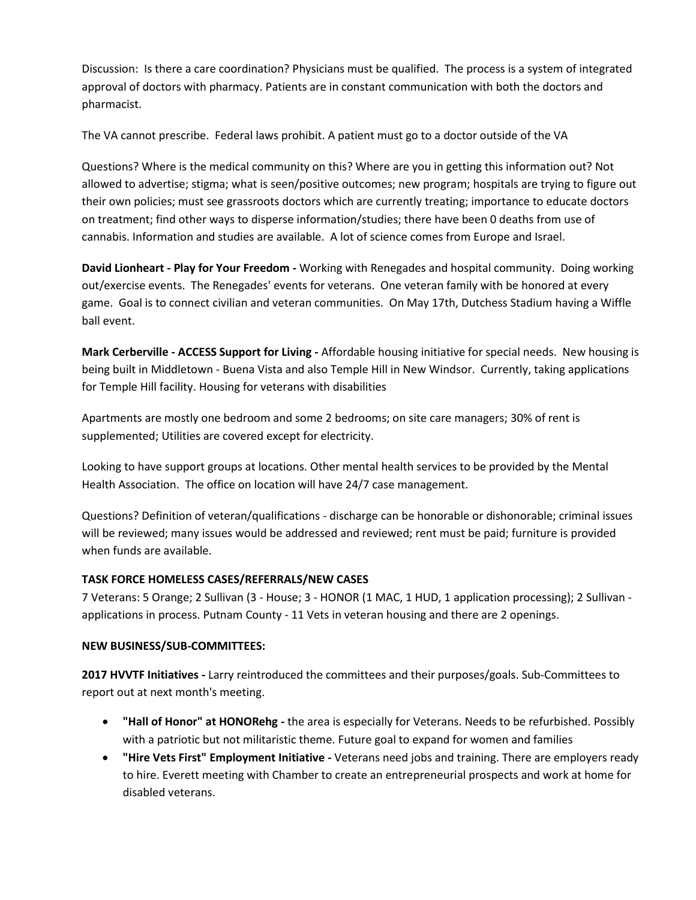Discussion: Is there a care coordination? Physicians must be qualified. The process is a system of integrated approval of doctors with pharmacy. Patients are in constant communication with both the doctors and pharmacist.

The VA cannot prescribe. Federal laws prohibit. A patient must go to a doctor outside of the VA

Questions? Where is the medical community on this? Where are you in getting this information out? Not allowed to advertise; stigma; what is seen/positive outcomes; new program; hospitals are trying to figure out their own policies; must see grassroots doctors which are currently treating; importance to educate doctors on treatment; find other ways to disperse information/studies; there have been 0 deaths from use of cannabis. Information and studies are available. A lot of science comes from Europe and Israel.

**David Lionheart - Play for Your Freedom -** Working with Renegades and hospital community. Doing working out/exercise events. The Renegades' events for veterans. One veteran family with be honored at every game. Goal is to connect civilian and veteran communities. On May 17th, Dutchess Stadium having a Wiffle ball event.

**Mark Cerberville - ACCESS Support for Living -** Affordable housing initiative for special needs. New housing is being built in Middletown - Buena Vista and also Temple Hill in New Windsor. Currently, taking applications for Temple Hill facility. Housing for veterans with disabilities

Apartments are mostly one bedroom and some 2 bedrooms; on site care managers; 30% of rent is supplemented; Utilities are covered except for electricity.

Looking to have support groups at locations. Other mental health services to be provided by the Mental Health Association. The office on location will have 24/7 case management.

Questions? Definition of veteran/qualifications - discharge can be honorable or dishonorable; criminal issues will be reviewed; many issues would be addressed and reviewed; rent must be paid; furniture is provided when funds are available.

**TASK FORCE HOMELESS CASES/REFERRALS/NEW CASES**

7 Veterans: 5 Orange; 2 Sullivan (3 - House; 3 - HONOR (1 MAC, 1 HUD, 1 application processing); 2 Sullivan - applications in process. Putnam County - 11 Vets in veteran housing and there are 2 openings.

**NEW BUSINESS/SUB-COMMITTEES:**

**2017 HVVTF Initiatives -** Larry reintroduced the committees and their purposes/goals. Sub-Committees to report out at next month's meeting.

- **"Hall of Honor" at HONORehg -** the area is especially for Veterans. Needs to be refurbished. Possibly with a patriotic but not militaristic theme. Future goal to expand for women and families
- **"Hire Vets First" Employment Initiative -** Veterans need jobs and training. There are employers ready to hire. Everett meeting with Chamber to create an entrepreneurial prospects and work at home for disabled veterans.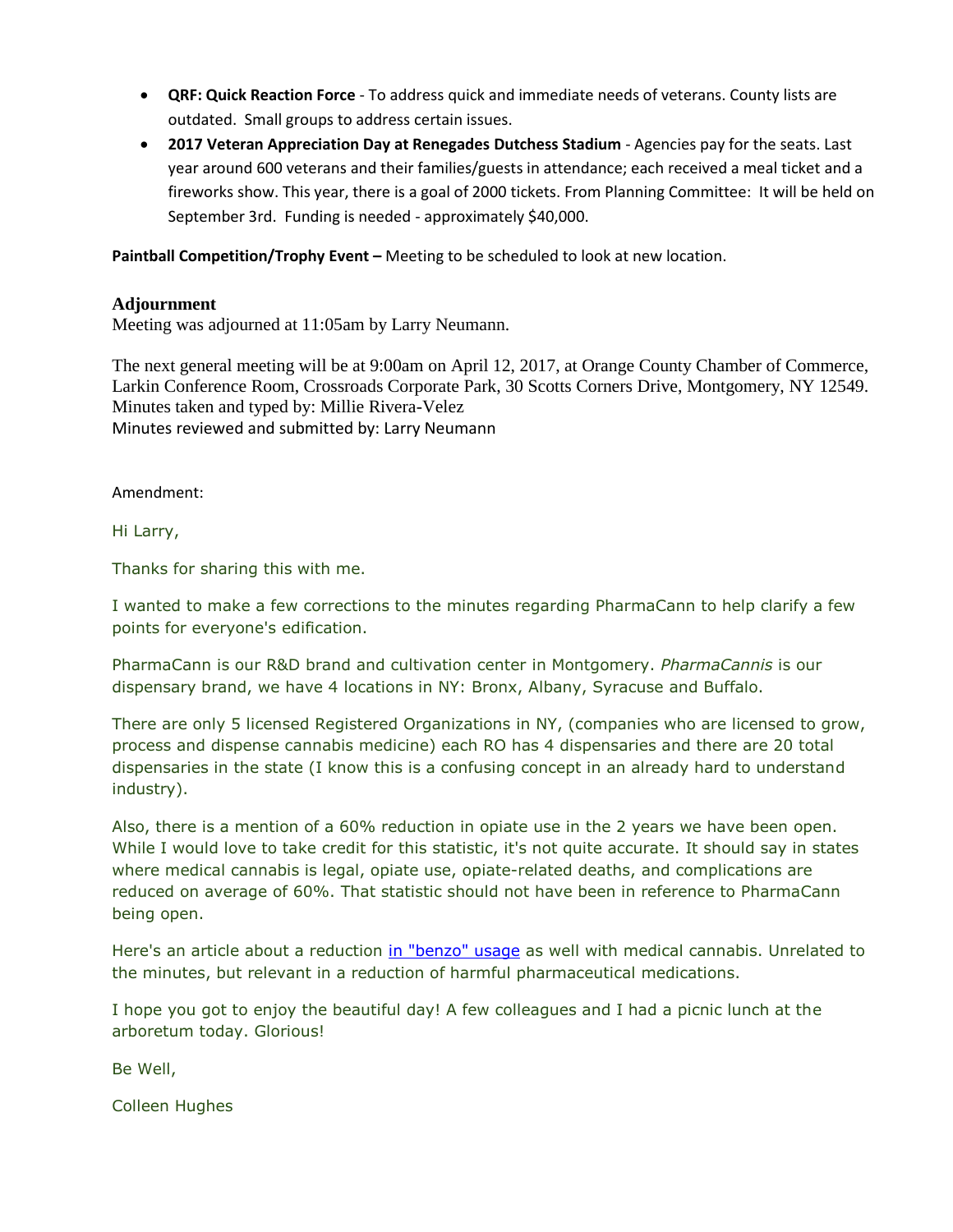- **QRF: Quick Reaction Force** - To address quick and immediate needs of veterans. County lists are outdated. Small groups to address certain issues.
- **2017 Veteran Appreciation Day at Renegades Dutchess Stadium** - Agencies pay for the seats. Last year around 600 veterans and their families/guests in attendance; each received a meal ticket and a fireworks show. This year, there is a goal of 2000 tickets. From Planning Committee: It will be held on September 3rd. Funding is needed - approximately $40,000.

**Paintball Competition/Trophy Event –** Meeting to be scheduled to look at new location.

### Adjournment

Meeting was adjourned at 11:05am by Larry Neumann.

The next general meeting will be at 9:00am on April 12, 2017, at Orange County Chamber of Commerce, Larkin Conference Room, Crossroads Corporate Park, 30 Scotts Corners Drive, Montgomery, NY 12549.
Minutes taken and typed by: Millie Rivera-Velez
Minutes reviewed and submitted by: Larry Neumann

Amendment:

Hi Larry,

Thanks for sharing this with me.

I wanted to make a few corrections to the minutes regarding PharmaCann to help clarify a few points for everyone's edification.

PharmaCann is our R&D brand and cultivation center in Montgomery. *PharmaCannis* is our dispensary brand, we have 4 locations in NY: Bronx, Albany, Syracuse and Buffalo.

There are only 5 licensed Registered Organizations in NY, (companies who are licensed to grow, process and dispense cannabis medicine) each RO has 4 dispensaries and there are 20 total dispensaries in the state (I know this is a confusing concept in an already hard to understand industry).

Also, there is a mention of a 60% reduction in opiate use in the 2 years we have been open. While I would love to take credit for this statistic, it's not quite accurate. It should say in states where medical cannabis is legal, opiate use, opiate-related deaths, and complications are reduced on average of 60%. That statistic should not have been in reference to PharmaCann being open.

Here's an article about a reduction in "benzo" usage as well with medical cannabis. Unrelated to the minutes, but relevant in a reduction of harmful pharmaceutical medications.

I hope you got to enjoy the beautiful day! A few colleagues and I had a picnic lunch at the arboretum today. Glorious!

Be Well,

Colleen Hughes